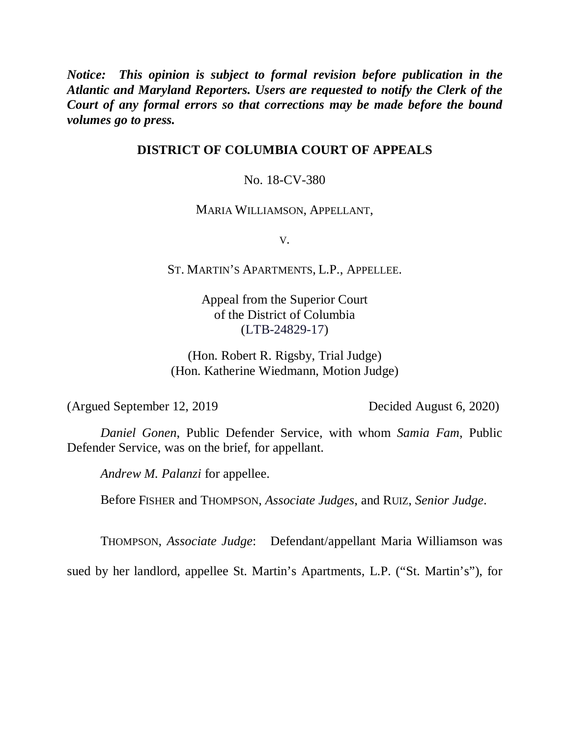***Notice: This opinion is subject to formal revision before publication in the Atlantic and Maryland Reporters. Users are requested to notify the Clerk of the Court of any formal errors so that corrections may be made before the bound volumes go to press.***

**DISTRICT OF COLUMBIA COURT OF APPEALS**

No. 18-CV-380

MARIA WILLIAMSON, APPELLANT,

V.

ST. MARTIN'S APARTMENTS, L.P., APPELLEE.

Appeal from the Superior Court
of the District of Columbia
(LTB-24829-17)

(Hon. Robert R. Rigsby, Trial Judge)
(Hon. Katherine Wiedmann, Motion Judge)

(Argued September 12, 2019 Decided August 6, 2020)

*Daniel Gonen*, Public Defender Service, with whom *Samia Fam*, Public Defender Service, was on the brief, for appellant.

*Andrew M. Palanzi* for appellee.

Before FISHER and THOMPSON, *Associate Judges*, and RUIZ, *Senior Judge*.

THOMPSON, *Associate Judge*: Defendant/appellant Maria Williamson was sued by her landlord, appellee St. Martin's Apartments, L.P. ("St. Martin's"), for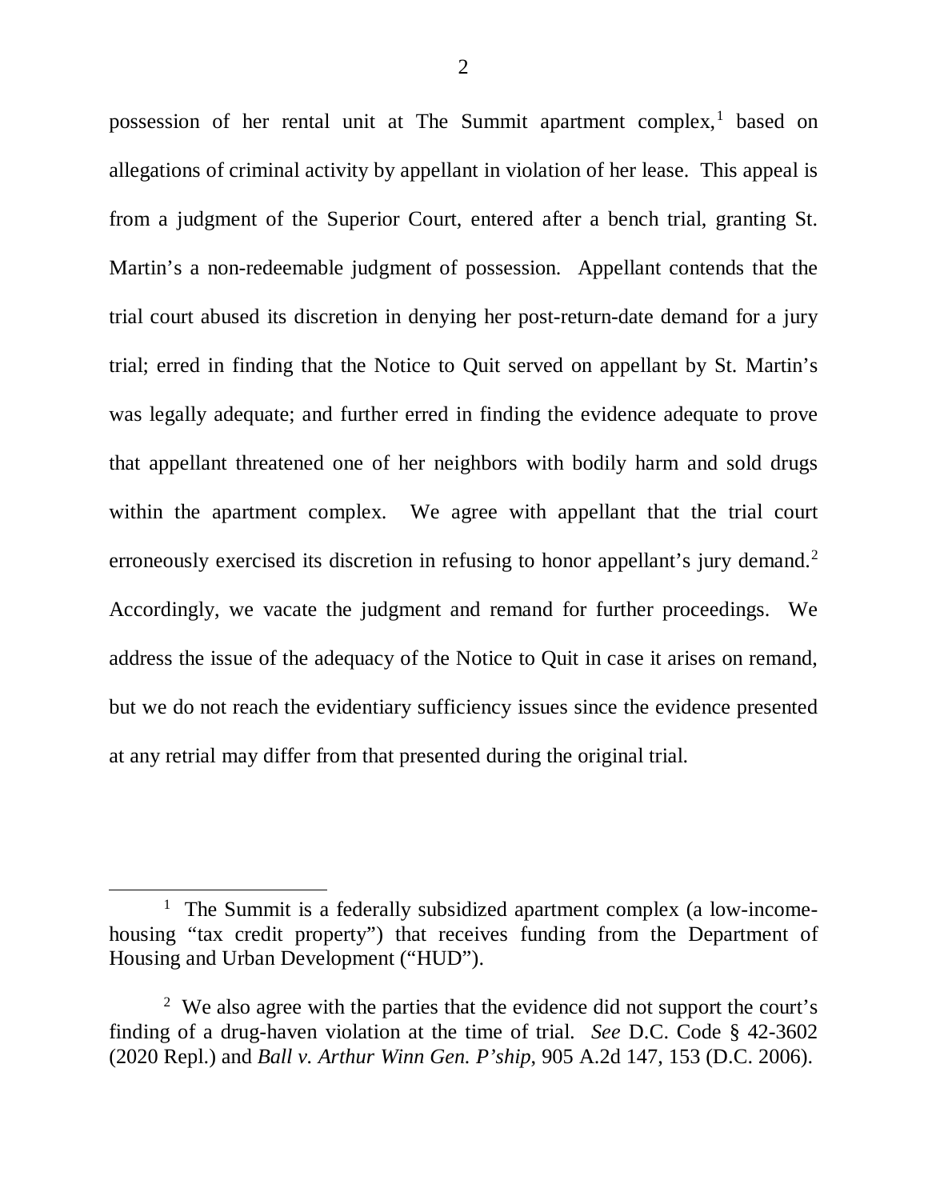possession of her rental unit at The Summit apartment complex,[1] based on allegations of criminal activity by appellant in violation of her lease. This appeal is from a judgment of the Superior Court, entered after a bench trial, granting St. Martin's a non-redeemable judgment of possession. Appellant contends that the trial court abused its discretion in denying her post-return-date demand for a jury trial; erred in finding that the Notice to Quit served on appellant by St. Martin's was legally adequate; and further erred in finding the evidence adequate to prove that appellant threatened one of her neighbors with bodily harm and sold drugs within the apartment complex. We agree with appellant that the trial court erroneously exercised its discretion in refusing to honor appellant's jury demand.[2] Accordingly, we vacate the judgment and remand for further proceedings. We address the issue of the adequacy of the Notice to Quit in case it arises on remand, but we do not reach the evidentiary sufficiency issues since the evidence presented at any retrial may differ from that presented during the original trial.

---

[1] The Summit is a federally subsidized apartment complex (a low-income-housing "tax credit property") that receives funding from the Department of Housing and Urban Development ("HUD").

[2] We also agree with the parties that the evidence did not support the court's finding of a drug-haven violation at the time of trial. *See* D.C. Code § 42-3602 (2020 Repl.) and *Ball v. Arthur Winn Gen. P'ship*, 905 A.2d 147, 153 (D.C. 2006).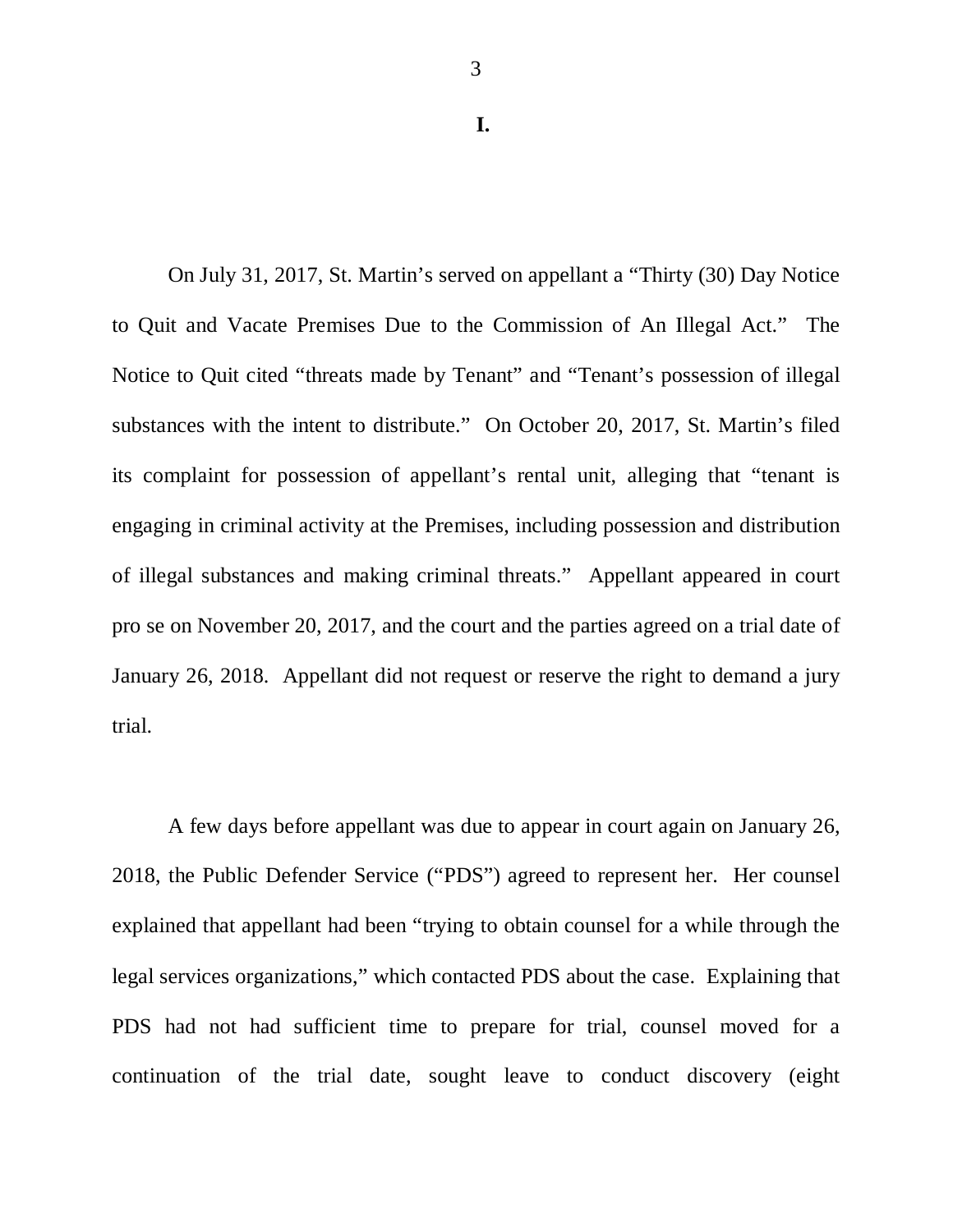# I.

On July 31, 2017, St. Martin's served on appellant a "Thirty (30) Day Notice to Quit and Vacate Premises Due to the Commission of An Illegal Act." The Notice to Quit cited "threats made by Tenant" and "Tenant's possession of illegal substances with the intent to distribute." On October 20, 2017, St. Martin's filed its complaint for possession of appellant's rental unit, alleging that "tenant is engaging in criminal activity at the Premises, including possession and distribution of illegal substances and making criminal threats." Appellant appeared in court pro se on November 20, 2017, and the court and the parties agreed on a trial date of January 26, 2018. Appellant did not request or reserve the right to demand a jury trial.

A few days before appellant was due to appear in court again on January 26, 2018, the Public Defender Service ("PDS") agreed to represent her. Her counsel explained that appellant had been "trying to obtain counsel for a while through the legal services organizations," which contacted PDS about the case. Explaining that PDS had not had sufficient time to prepare for trial, counsel moved for a continuation of the trial date, sought leave to conduct discovery (eight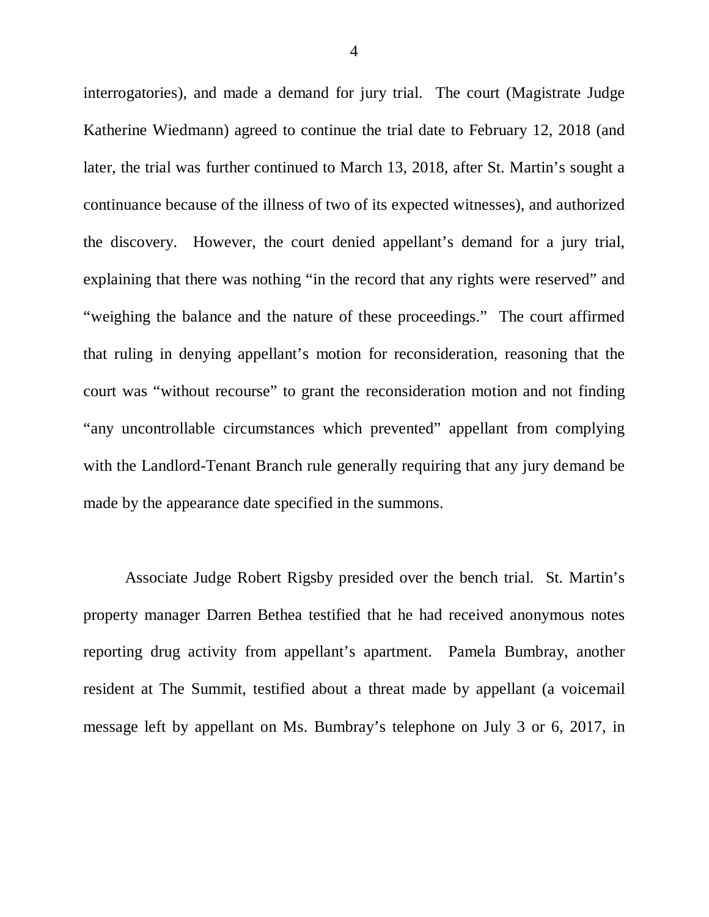interrogatories), and made a demand for jury trial. The court (Magistrate Judge Katherine Wiedmann) agreed to continue the trial date to February 12, 2018 (and later, the trial was further continued to March 13, 2018, after St. Martin's sought a continuance because of the illness of two of its expected witnesses), and authorized the discovery. However, the court denied appellant's demand for a jury trial, explaining that there was nothing "in the record that any rights were reserved" and "weighing the balance and the nature of these proceedings." The court affirmed that ruling in denying appellant's motion for reconsideration, reasoning that the court was "without recourse" to grant the reconsideration motion and not finding "any uncontrollable circumstances which prevented" appellant from complying with the Landlord-Tenant Branch rule generally requiring that any jury demand be made by the appearance date specified in the summons.

Associate Judge Robert Rigsby presided over the bench trial. St. Martin's property manager Darren Bethea testified that he had received anonymous notes reporting drug activity from appellant's apartment. Pamela Bumbray, another resident at The Summit, testified about a threat made by appellant (a voicemail message left by appellant on Ms. Bumbray's telephone on July 3 or 6, 2017, in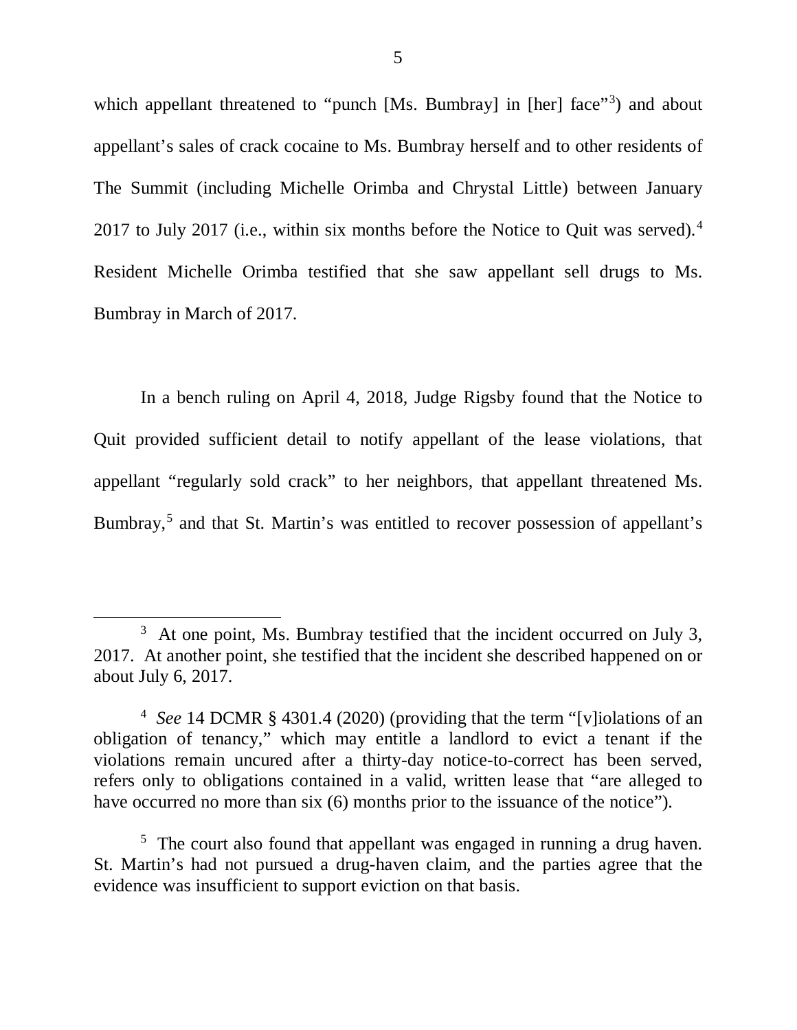which appellant threatened to "punch [Ms. Bumbray] in [her] face"[3]) and about appellant's sales of crack cocaine to Ms. Bumbray herself and to other residents of The Summit (including Michelle Orimba and Chrystal Little) between January 2017 to July 2017 (i.e., within six months before the Notice to Quit was served).[4] Resident Michelle Orimba testified that she saw appellant sell drugs to Ms. Bumbray in March of 2017.

In a bench ruling on April 4, 2018, Judge Rigsby found that the Notice to Quit provided sufficient detail to notify appellant of the lease violations, that appellant "regularly sold crack" to her neighbors, that appellant threatened Ms. Bumbray,[5] and that St. Martin's was entitled to recover possession of appellant's

---

[3] At one point, Ms. Bumbray testified that the incident occurred on July 3, 2017. At another point, she testified that the incident she described happened on or about July 6, 2017.

[4] *See* 14 DCMR § 4301.4 (2020) (providing that the term "[v]iolations of an obligation of tenancy," which may entitle a landlord to evict a tenant if the violations remain uncured after a thirty-day notice-to-correct has been served, refers only to obligations contained in a valid, written lease that "are alleged to have occurred no more than six (6) months prior to the issuance of the notice").

[5] The court also found that appellant was engaged in running a drug haven. St. Martin's had not pursued a drug-haven claim, and the parties agree that the evidence was insufficient to support eviction on that basis.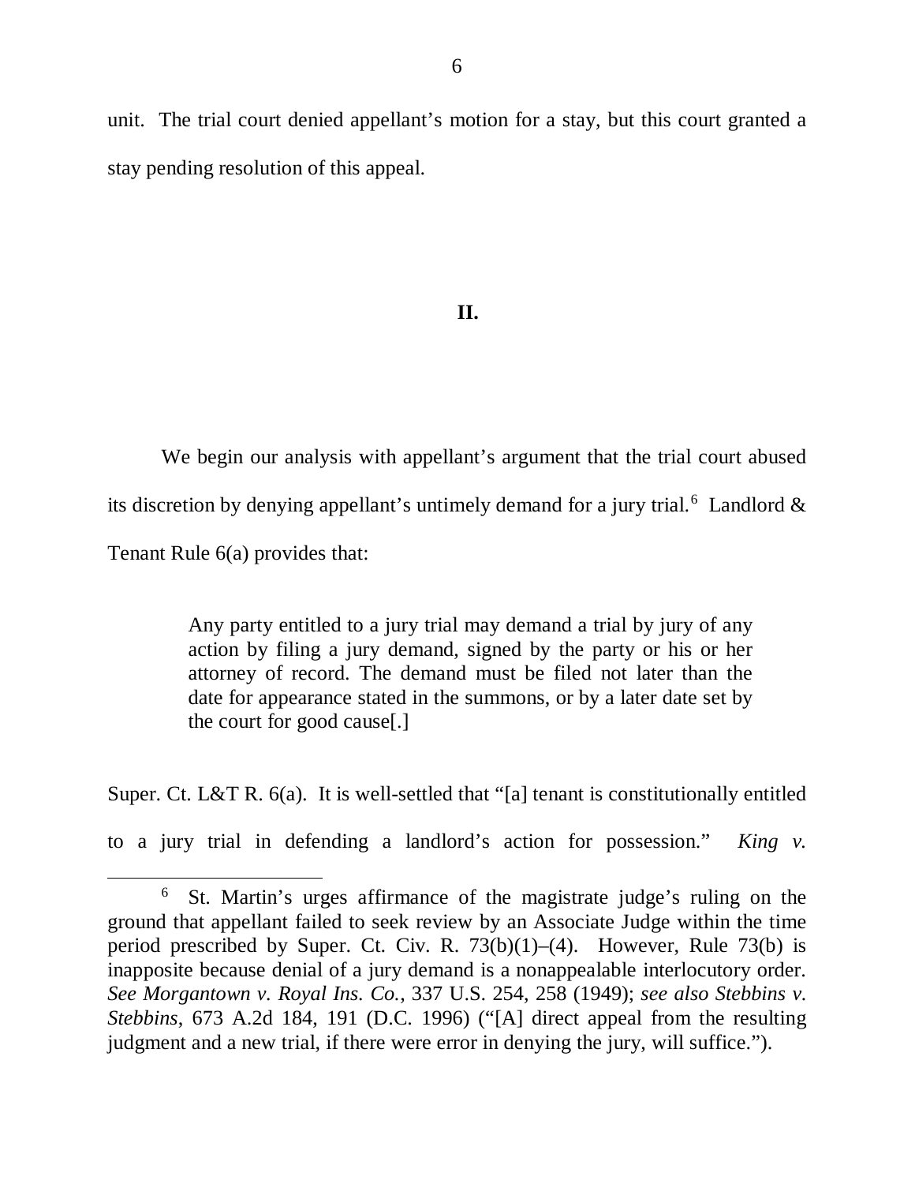unit. The trial court denied appellant's motion for a stay, but this court granted a stay pending resolution of this appeal.

## II.

We begin our analysis with appellant's argument that the trial court abused its discretion by denying appellant's untimely demand for a jury trial.[6] Landlord & Tenant Rule 6(a) provides that:

> Any party entitled to a jury trial may demand a trial by jury of any action by filing a jury demand, signed by the party or his or her attorney of record. The demand must be filed not later than the date for appearance stated in the summons, or by a later date set by the court for good cause[.]

Super. Ct. L&T R. 6(a). It is well-settled that "[a] tenant is constitutionally entitled to a jury trial in defending a landlord's action for possession." *King v.*

---

[6] St. Martin's urges affirmance of the magistrate judge's ruling on the ground that appellant failed to seek review by an Associate Judge within the time period prescribed by Super. Ct. Civ. R. 73(b)(1)–(4). However, Rule 73(b) is inapposite because denial of a jury demand is a nonappealable interlocutory order. *See Morgantown v. Royal Ins. Co.*, 337 U.S. 254, 258 (1949); *see also Stebbins v. Stebbins*, 673 A.2d 184, 191 (D.C. 1996) ("[A] direct appeal from the resulting judgment and a new trial, if there were error in denying the jury, will suffice.").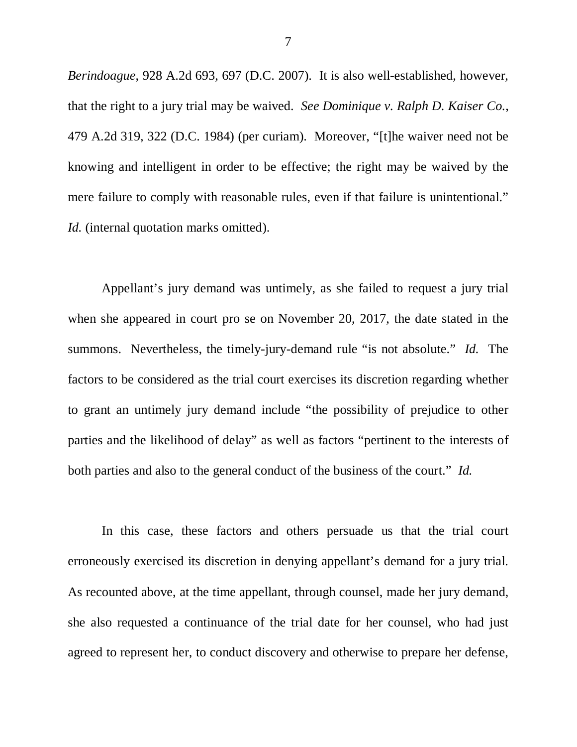*Berindoague*, 928 A.2d 693, 697 (D.C. 2007). It is also well-established, however, that the right to a jury trial may be waived. *See Dominique v. Ralph D. Kaiser Co.*, 479 A.2d 319, 322 (D.C. 1984) (per curiam). Moreover, "[t]he waiver need not be knowing and intelligent in order to be effective; the right may be waived by the mere failure to comply with reasonable rules, even if that failure is unintentional." *Id.* (internal quotation marks omitted).

Appellant's jury demand was untimely, as she failed to request a jury trial when she appeared in court pro se on November 20, 2017, the date stated in the summons. Nevertheless, the timely-jury-demand rule "is not absolute." *Id.* The factors to be considered as the trial court exercises its discretion regarding whether to grant an untimely jury demand include "the possibility of prejudice to other parties and the likelihood of delay" as well as factors "pertinent to the interests of both parties and also to the general conduct of the business of the court." *Id.*

In this case, these factors and others persuade us that the trial court erroneously exercised its discretion in denying appellant's demand for a jury trial. As recounted above, at the time appellant, through counsel, made her jury demand, she also requested a continuance of the trial date for her counsel, who had just agreed to represent her, to conduct discovery and otherwise to prepare her defense,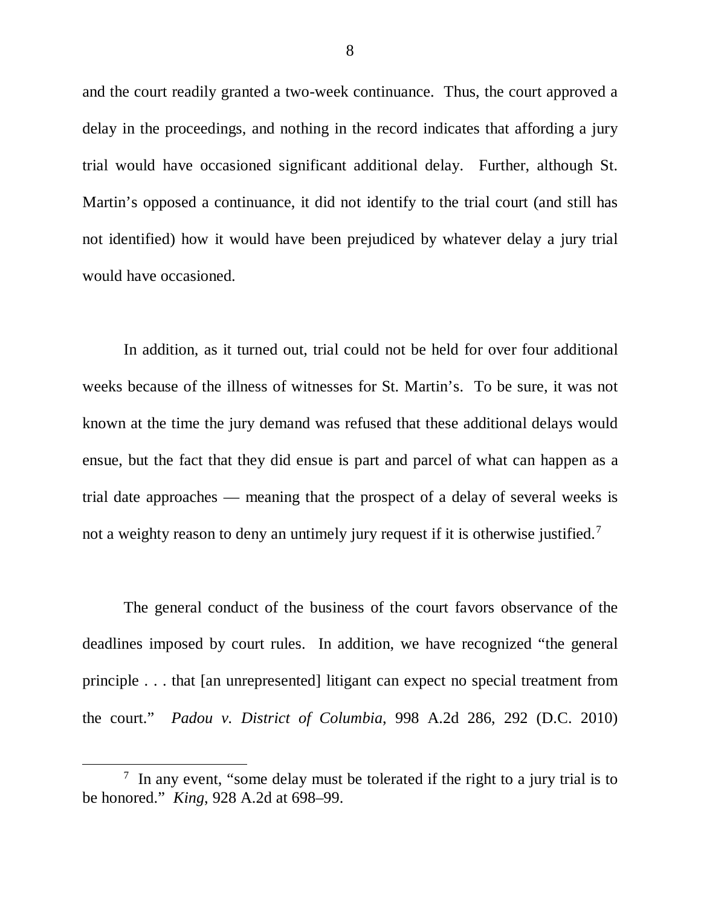and the court readily granted a two-week continuance. Thus, the court approved a delay in the proceedings, and nothing in the record indicates that affording a jury trial would have occasioned significant additional delay. Further, although St. Martin's opposed a continuance, it did not identify to the trial court (and still has not identified) how it would have been prejudiced by whatever delay a jury trial would have occasioned.

In addition, as it turned out, trial could not be held for over four additional weeks because of the illness of witnesses for St. Martin's. To be sure, it was not known at the time the jury demand was refused that these additional delays would ensue, but the fact that they did ensue is part and parcel of what can happen as a trial date approaches — meaning that the prospect of a delay of several weeks is not a weighty reason to deny an untimely jury request if it is otherwise justified.[7]

The general conduct of the business of the court favors observance of the deadlines imposed by court rules. In addition, we have recognized "the general principle . . . that [an unrepresented] litigant can expect no special treatment from the court." *Padou v. District of Columbia*, 998 A.2d 286, 292 (D.C. 2010)

---

[7] In any event, "some delay must be tolerated if the right to a jury trial is to be honored." *King*, 928 A.2d at 698–99.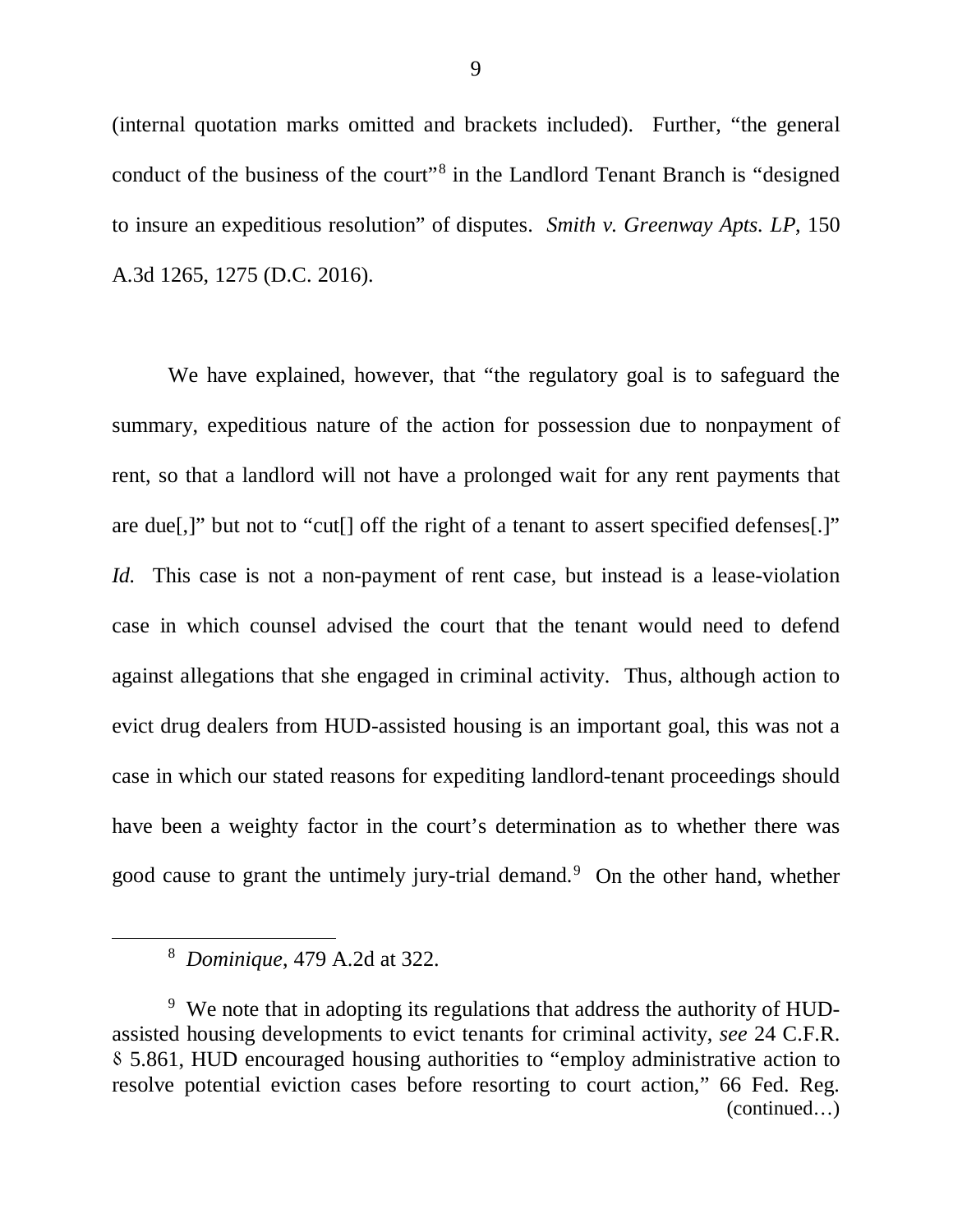(internal quotation marks omitted and brackets included). Further, "the general conduct of the business of the court"[8] in the Landlord Tenant Branch is "designed to insure an expeditious resolution" of disputes. *Smith v. Greenway Apts. LP*, 150 A.3d 1265, 1275 (D.C. 2016).

We have explained, however, that "the regulatory goal is to safeguard the summary, expeditious nature of the action for possession due to nonpayment of rent, so that a landlord will not have a prolonged wait for any rent payments that are due[,]" but not to "cut[] off the right of a tenant to assert specified defenses[.]" *Id.* This case is not a non-payment of rent case, but instead is a lease-violation case in which counsel advised the court that the tenant would need to defend against allegations that she engaged in criminal activity. Thus, although action to evict drug dealers from HUD-assisted housing is an important goal, this was not a case in which our stated reasons for expediting landlord-tenant proceedings should have been a weighty factor in the court's determination as to whether there was good cause to grant the untimely jury-trial demand.[9] On the other hand, whether

---

[8] *Dominique*, 479 A.2d at 322.

[9] We note that in adopting its regulations that address the authority of HUD-assisted housing developments to evict tenants for criminal activity, *see* 24 C.F.R. § 5.861, HUD encouraged housing authorities to "employ administrative action to resolve potential eviction cases before resorting to court action," 66 Fed. Reg. (continued…)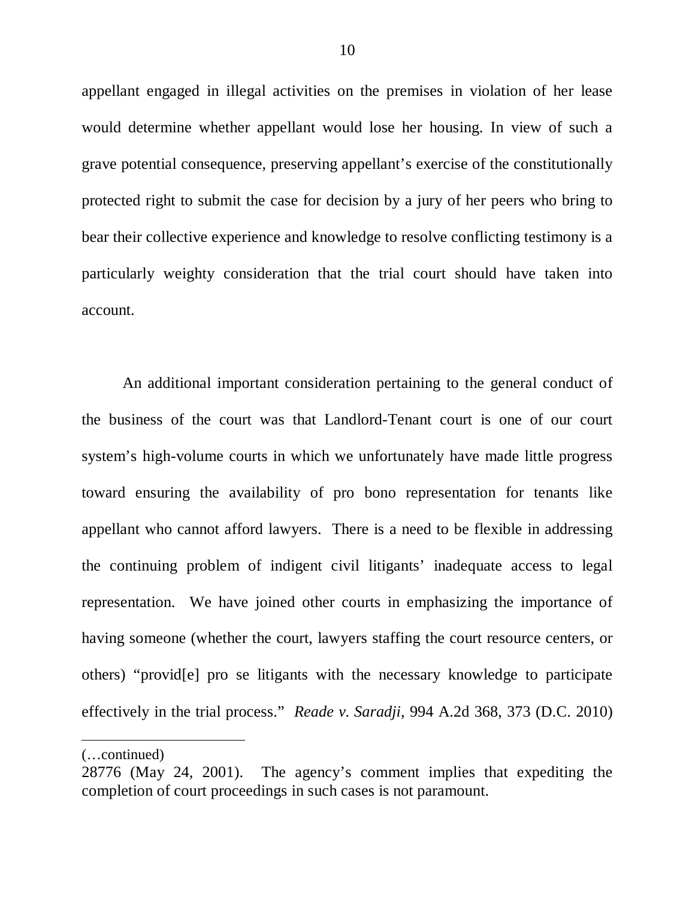appellant engaged in illegal activities on the premises in violation of her lease would determine whether appellant would lose her housing. In view of such a grave potential consequence, preserving appellant's exercise of the constitutionally protected right to submit the case for decision by a jury of her peers who bring to bear their collective experience and knowledge to resolve conflicting testimony is a particularly weighty consideration that the trial court should have taken into account.

An additional important consideration pertaining to the general conduct of the business of the court was that Landlord-Tenant court is one of our court system's high-volume courts in which we unfortunately have made little progress toward ensuring the availability of pro bono representation for tenants like appellant who cannot afford lawyers. There is a need to be flexible in addressing the continuing problem of indigent civil litigants' inadequate access to legal representation. We have joined other courts in emphasizing the importance of having someone (whether the court, lawyers staffing the court resource centers, or others) "provid[e] pro se litigants with the necessary knowledge to participate effectively in the trial process." *Reade v. Saradji*, 994 A.2d 368, 373 (D.C. 2010)

---

(…continued)
28776 (May 24, 2001). The agency's comment implies that expediting the completion of court proceedings in such cases is not paramount.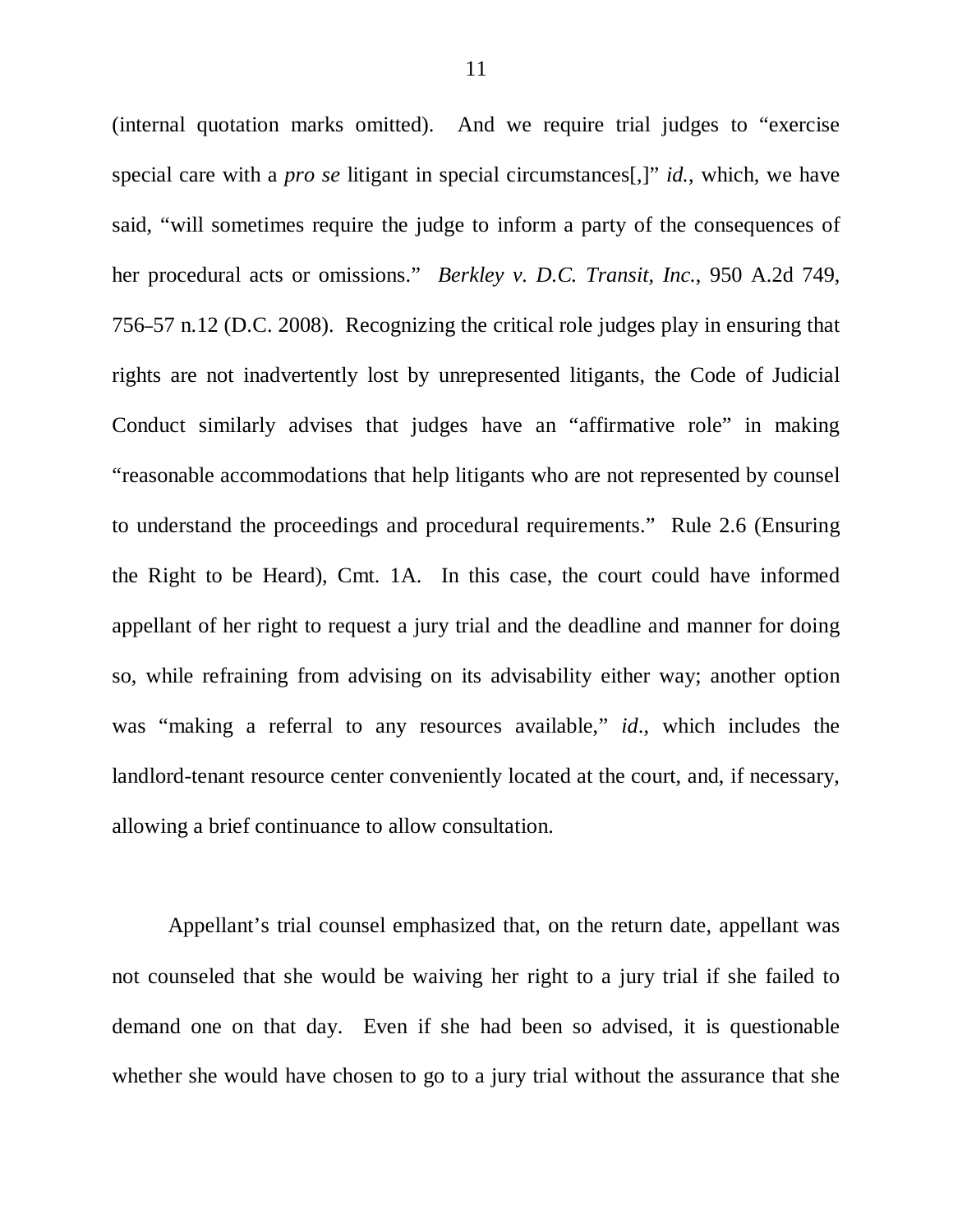(internal quotation marks omitted). And we require trial judges to "exercise special care with a *pro se* litigant in special circumstances[,]" *id.*, which, we have said, "will sometimes require the judge to inform a party of the consequences of her procedural acts or omissions." *Berkley v. D.C. Transit, Inc.*, 950 A.2d 749, 756–57 n.12 (D.C. 2008). Recognizing the critical role judges play in ensuring that rights are not inadvertently lost by unrepresented litigants, the Code of Judicial Conduct similarly advises that judges have an "affirmative role" in making "reasonable accommodations that help litigants who are not represented by counsel to understand the proceedings and procedural requirements." Rule 2.6 (Ensuring the Right to be Heard), Cmt. 1A. In this case, the court could have informed appellant of her right to request a jury trial and the deadline and manner for doing so, while refraining from advising on its advisability either way; another option was "making a referral to any resources available," *id*., which includes the landlord-tenant resource center conveniently located at the court, and, if necessary, allowing a brief continuance to allow consultation.

Appellant's trial counsel emphasized that, on the return date, appellant was not counseled that she would be waiving her right to a jury trial if she failed to demand one on that day. Even if she had been so advised, it is questionable whether she would have chosen to go to a jury trial without the assurance that she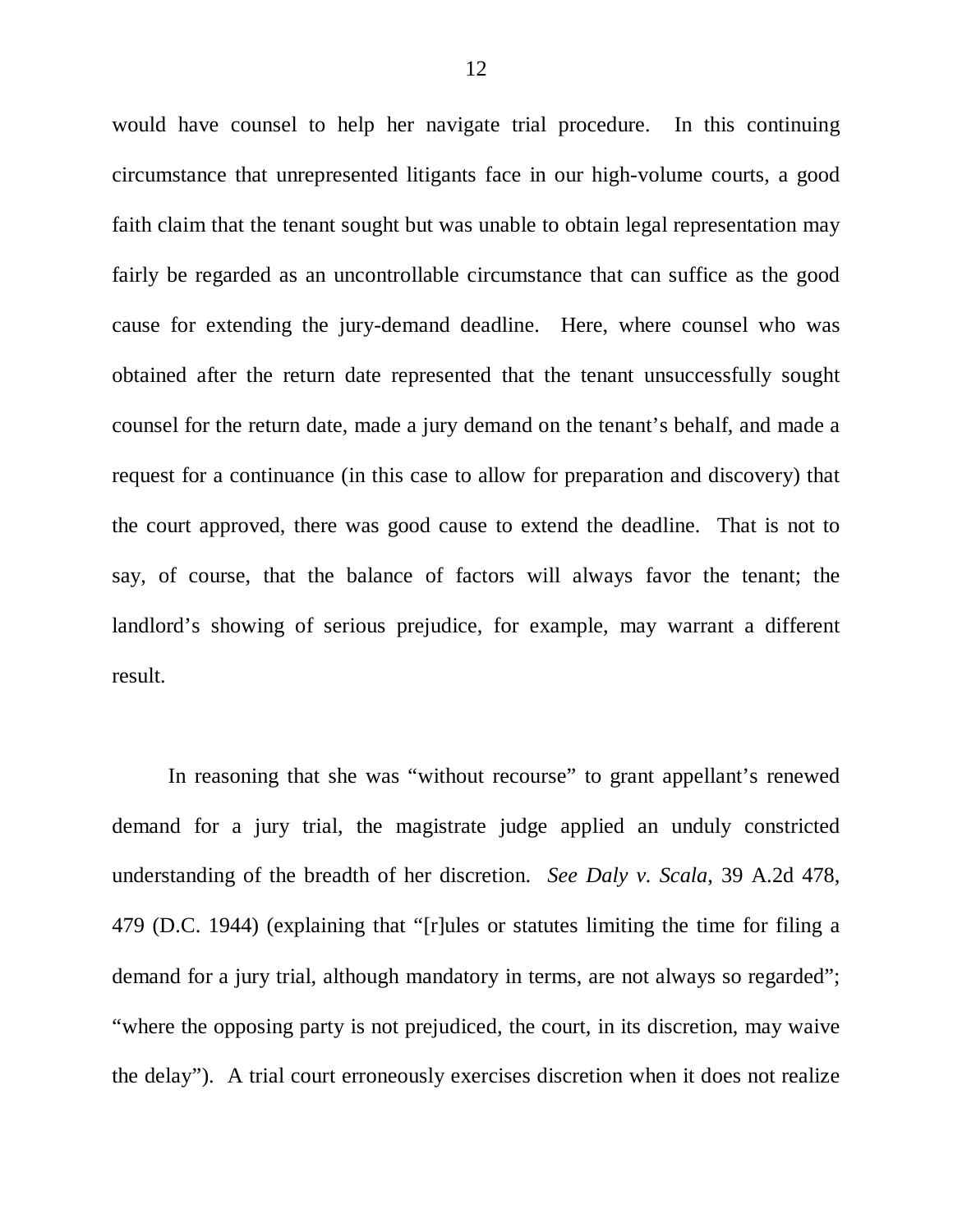would have counsel to help her navigate trial procedure. In this continuing circumstance that unrepresented litigants face in our high-volume courts, a good faith claim that the tenant sought but was unable to obtain legal representation may fairly be regarded as an uncontrollable circumstance that can suffice as the good cause for extending the jury-demand deadline. Here, where counsel who was obtained after the return date represented that the tenant unsuccessfully sought counsel for the return date, made a jury demand on the tenant's behalf, and made a request for a continuance (in this case to allow for preparation and discovery) that the court approved, there was good cause to extend the deadline. That is not to say, of course, that the balance of factors will always favor the tenant; the landlord's showing of serious prejudice, for example, may warrant a different result.

In reasoning that she was "without recourse" to grant appellant's renewed demand for a jury trial, the magistrate judge applied an unduly constricted understanding of the breadth of her discretion. *See Daly v. Scala*, 39 A.2d 478, 479 (D.C. 1944) (explaining that "[r]ules or statutes limiting the time for filing a demand for a jury trial, although mandatory in terms, are not always so regarded"; "where the opposing party is not prejudiced, the court, in its discretion, may waive the delay"). A trial court erroneously exercises discretion when it does not realize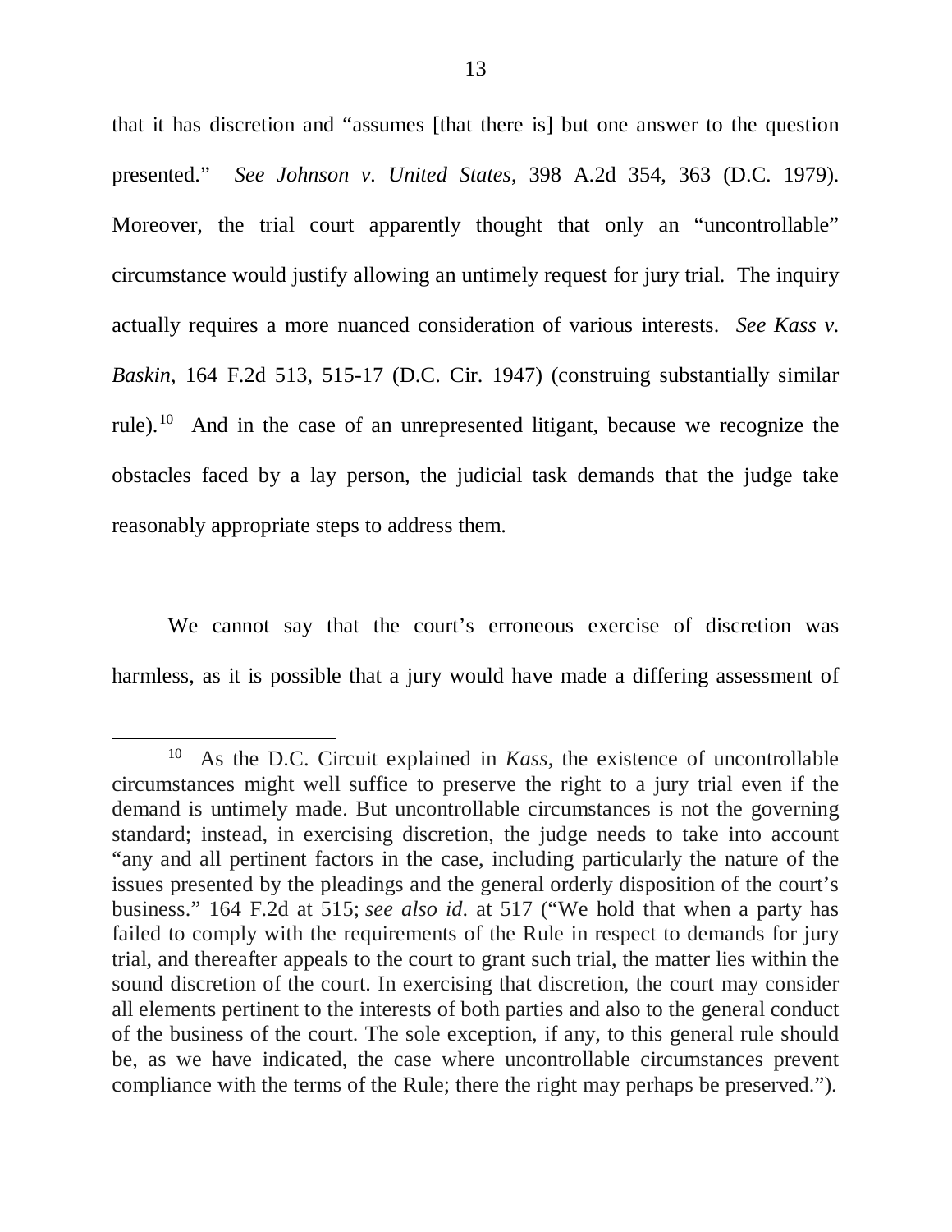that it has discretion and "assumes [that there is] but one answer to the question presented." *See Johnson v. United States*, 398 A.2d 354, 363 (D.C. 1979). Moreover, the trial court apparently thought that only an "uncontrollable" circumstance would justify allowing an untimely request for jury trial. The inquiry actually requires a more nuanced consideration of various interests. *See Kass v. Baskin*, 164 F.2d 513, 515-17 (D.C. Cir. 1947) (construing substantially similar rule).[10] And in the case of an unrepresented litigant, because we recognize the obstacles faced by a lay person, the judicial task demands that the judge take reasonably appropriate steps to address them.

We cannot say that the court's erroneous exercise of discretion was harmless, as it is possible that a jury would have made a differing assessment of

[10] As the D.C. Circuit explained in *Kass*, the existence of uncontrollable circumstances might well suffice to preserve the right to a jury trial even if the demand is untimely made. But uncontrollable circumstances is not the governing standard; instead, in exercising discretion, the judge needs to take into account "any and all pertinent factors in the case, including particularly the nature of the issues presented by the pleadings and the general orderly disposition of the court's business." 164 F.2d at 515; *see also id*. at 517 ("We hold that when a party has failed to comply with the requirements of the Rule in respect to demands for jury trial, and thereafter appeals to the court to grant such trial, the matter lies within the sound discretion of the court. In exercising that discretion, the court may consider all elements pertinent to the interests of both parties and also to the general conduct of the business of the court. The sole exception, if any, to this general rule should be, as we have indicated, the case where uncontrollable circumstances prevent compliance with the terms of the Rule; there the right may perhaps be preserved.").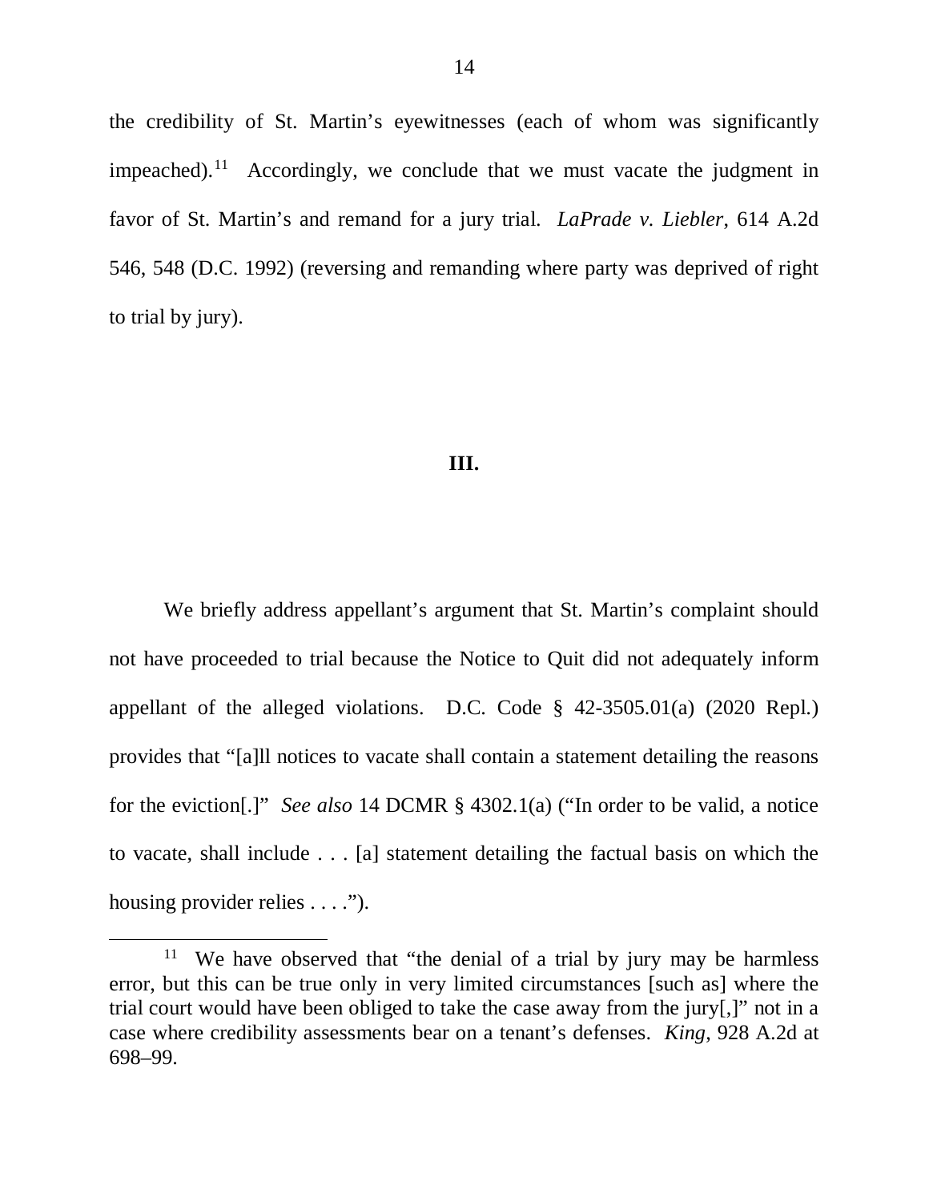the credibility of St. Martin's eyewitnesses (each of whom was significantly impeached).[11] Accordingly, we conclude that we must vacate the judgment in favor of St. Martin's and remand for a jury trial. *LaPrade v. Liebler*, 614 A.2d 546, 548 (D.C. 1992) (reversing and remanding where party was deprived of right to trial by jury).

## III.

We briefly address appellant's argument that St. Martin's complaint should not have proceeded to trial because the Notice to Quit did not adequately inform appellant of the alleged violations. D.C. Code § 42-3505.01(a) (2020 Repl.) provides that "[a]ll notices to vacate shall contain a statement detailing the reasons for the eviction[.]" *See also* 14 DCMR § 4302.1(a) ("In order to be valid, a notice to vacate, shall include . . . [a] statement detailing the factual basis on which the housing provider relies . . . .").

---

[11] We have observed that "the denial of a trial by jury may be harmless error, but this can be true only in very limited circumstances [such as] where the trial court would have been obliged to take the case away from the jury[,]" not in a case where credibility assessments bear on a tenant's defenses. *King*, 928 A.2d at 698–99.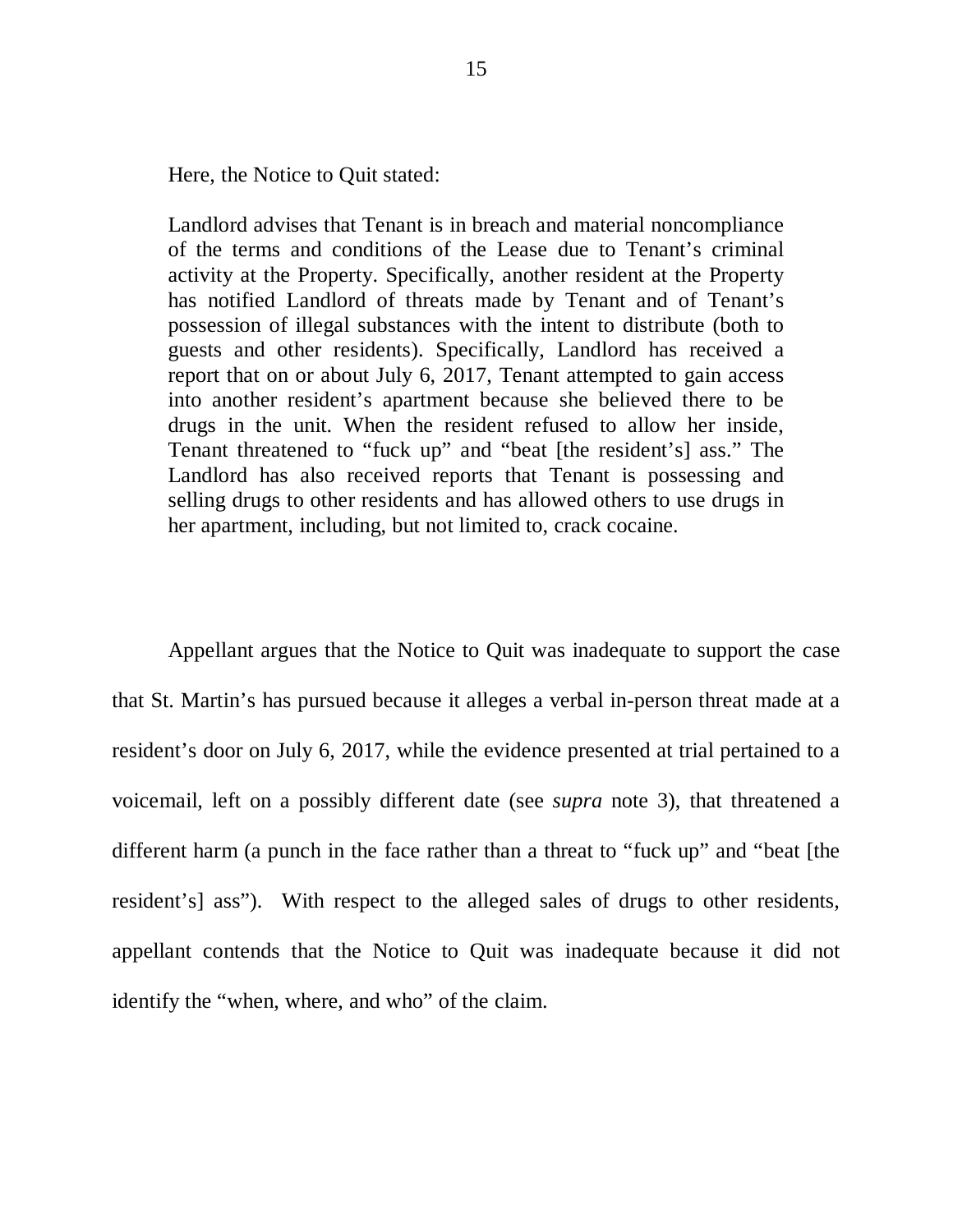Here, the Notice to Quit stated:

> Landlord advises that Tenant is in breach and material noncompliance of the terms and conditions of the Lease due to Tenant's criminal activity at the Property. Specifically, another resident at the Property has notified Landlord of threats made by Tenant and of Tenant's possession of illegal substances with the intent to distribute (both to guests and other residents). Specifically, Landlord has received a report that on or about July 6, 2017, Tenant attempted to gain access into another resident's apartment because she believed there to be drugs in the unit. When the resident refused to allow her inside, Tenant threatened to "fuck up" and "beat [the resident's] ass." The Landlord has also received reports that Tenant is possessing and selling drugs to other residents and has allowed others to use drugs in her apartment, including, but not limited to, crack cocaine.

Appellant argues that the Notice to Quit was inadequate to support the case that St. Martin's has pursued because it alleges a verbal in-person threat made at a resident's door on July 6, 2017, while the evidence presented at trial pertained to a voicemail, left on a possibly different date (see *supra* note 3), that threatened a different harm (a punch in the face rather than a threat to "fuck up" and "beat [the resident's] ass"). With respect to the alleged sales of drugs to other residents, appellant contends that the Notice to Quit was inadequate because it did not identify the "when, where, and who" of the claim.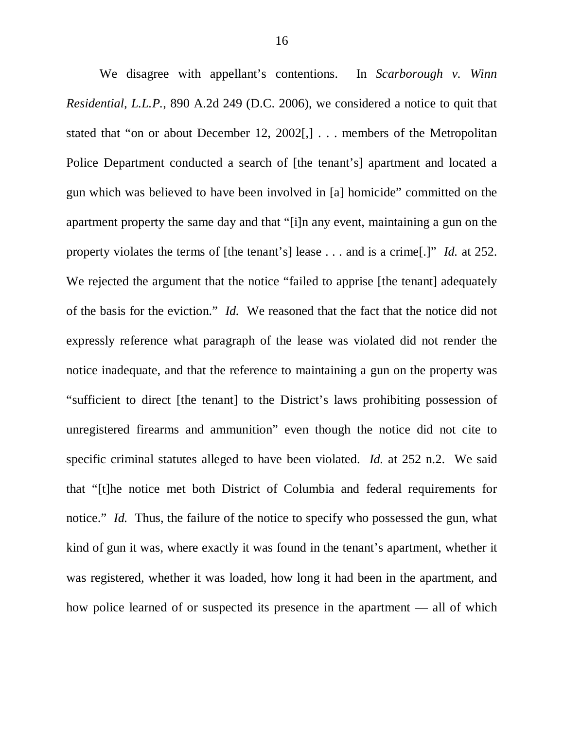We disagree with appellant's contentions. In *Scarborough v. Winn Residential, L.L.P.*, 890 A.2d 249 (D.C. 2006), we considered a notice to quit that stated that "on or about December 12, 2002[,] . . . members of the Metropolitan Police Department conducted a search of [the tenant's] apartment and located a gun which was believed to have been involved in [a] homicide" committed on the apartment property the same day and that "[i]n any event, maintaining a gun on the property violates the terms of [the tenant's] lease . . . and is a crime[.]" *Id.* at 252. We rejected the argument that the notice "failed to apprise [the tenant] adequately of the basis for the eviction." *Id.* We reasoned that the fact that the notice did not expressly reference what paragraph of the lease was violated did not render the notice inadequate, and that the reference to maintaining a gun on the property was "sufficient to direct [the tenant] to the District's laws prohibiting possession of unregistered firearms and ammunition" even though the notice did not cite to specific criminal statutes alleged to have been violated. *Id.* at 252 n.2. We said that "[t]he notice met both District of Columbia and federal requirements for notice." *Id.* Thus, the failure of the notice to specify who possessed the gun, what kind of gun it was, where exactly it was found in the tenant's apartment, whether it was registered, whether it was loaded, how long it had been in the apartment, and how police learned of or suspected its presence in the apartment — all of which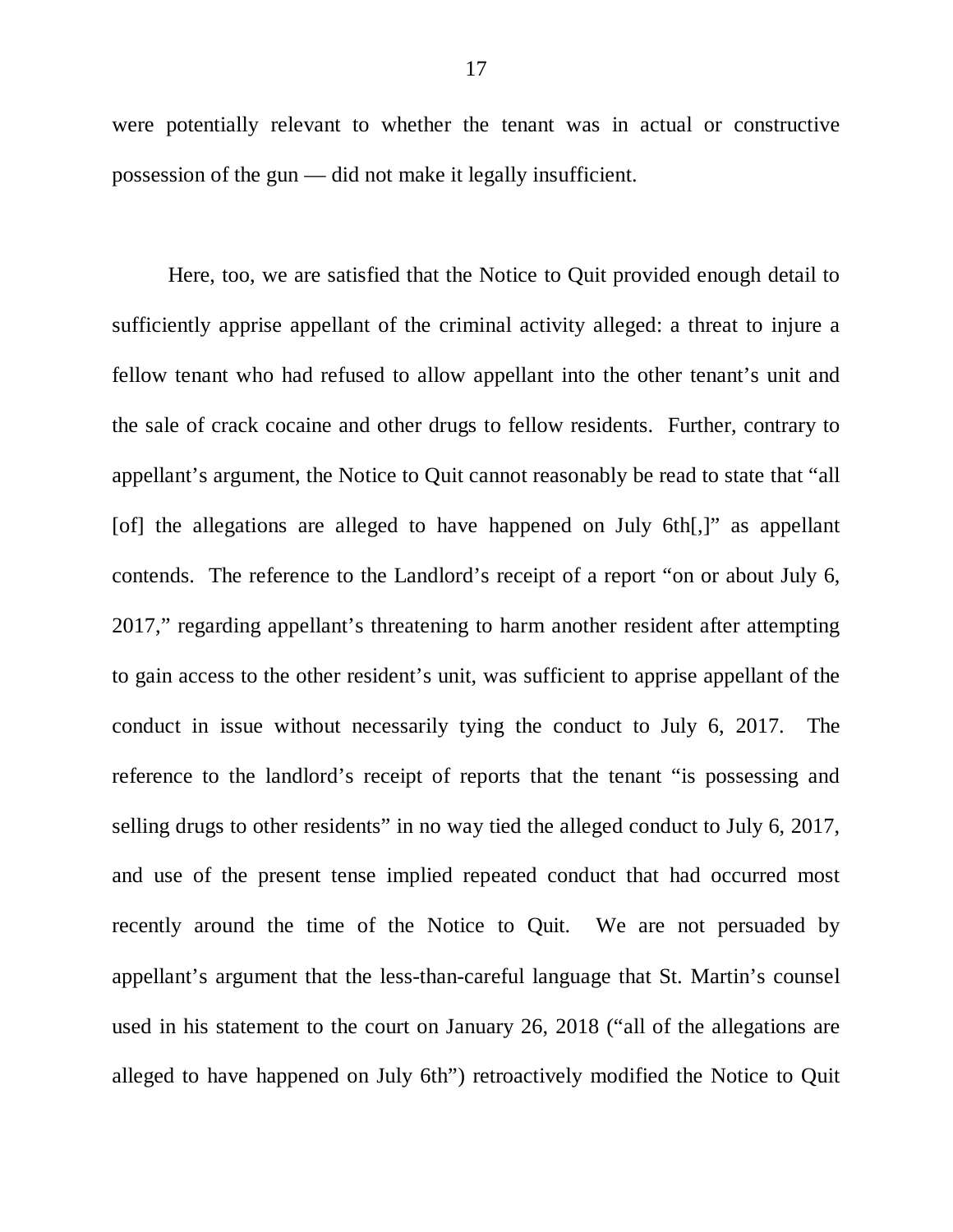were potentially relevant to whether the tenant was in actual or constructive possession of the gun — did not make it legally insufficient.

Here, too, we are satisfied that the Notice to Quit provided enough detail to sufficiently apprise appellant of the criminal activity alleged: a threat to injure a fellow tenant who had refused to allow appellant into the other tenant's unit and the sale of crack cocaine and other drugs to fellow residents. Further, contrary to appellant's argument, the Notice to Quit cannot reasonably be read to state that "all [of] the allegations are alleged to have happened on July 6th[,]" as appellant contends. The reference to the Landlord's receipt of a report "on or about July 6, 2017," regarding appellant's threatening to harm another resident after attempting to gain access to the other resident's unit, was sufficient to apprise appellant of the conduct in issue without necessarily tying the conduct to July 6, 2017. The reference to the landlord's receipt of reports that the tenant "is possessing and selling drugs to other residents" in no way tied the alleged conduct to July 6, 2017, and use of the present tense implied repeated conduct that had occurred most recently around the time of the Notice to Quit. We are not persuaded by appellant's argument that the less-than-careful language that St. Martin's counsel used in his statement to the court on January 26, 2018 ("all of the allegations are alleged to have happened on July 6th") retroactively modified the Notice to Quit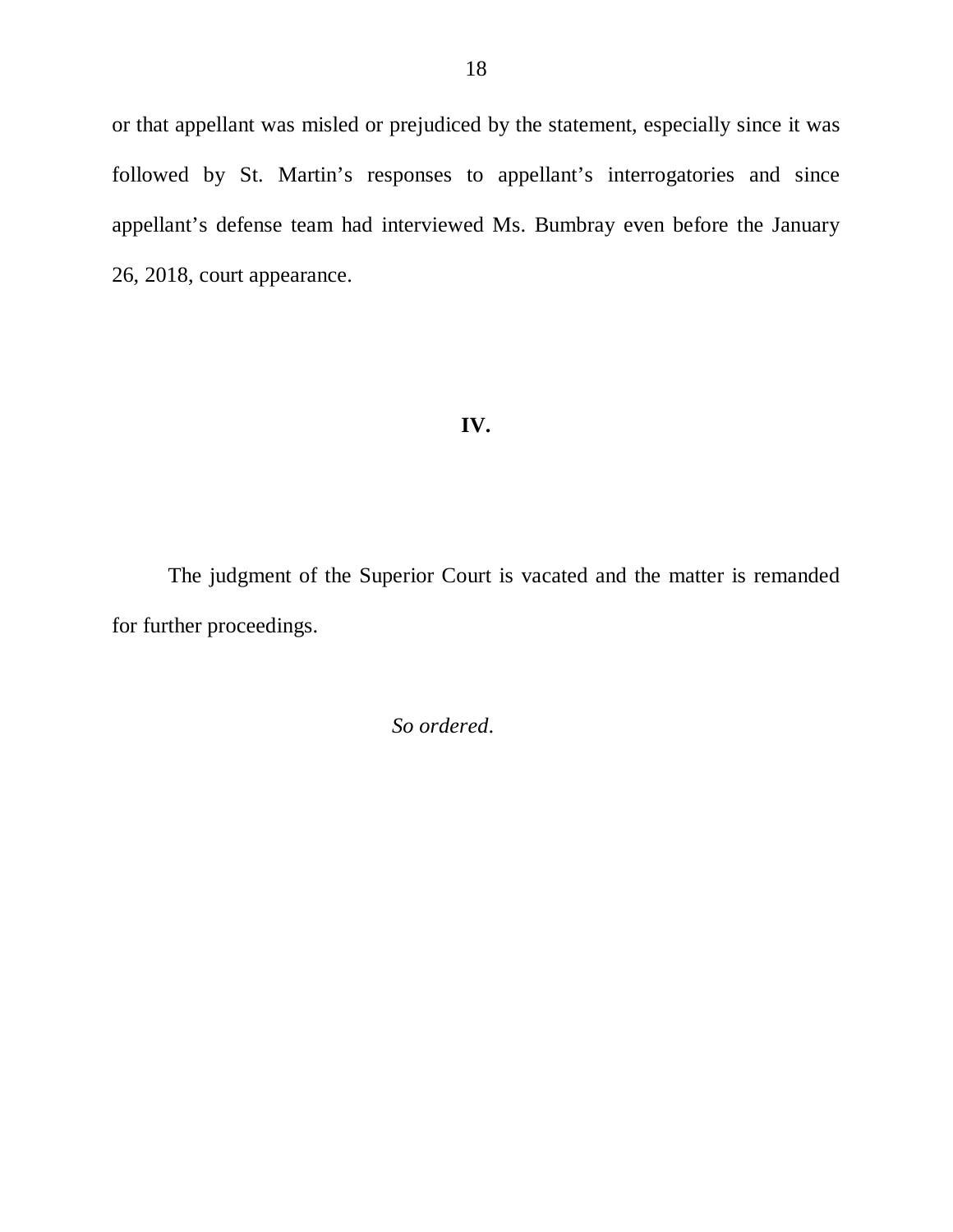or that appellant was misled or prejudiced by the statement, especially since it was followed by St. Martin's responses to appellant's interrogatories and since appellant's defense team had interviewed Ms. Bumbray even before the January 26, 2018, court appearance.

## IV.

The judgment of the Superior Court is vacated and the matter is remanded for further proceedings.

*So ordered.*